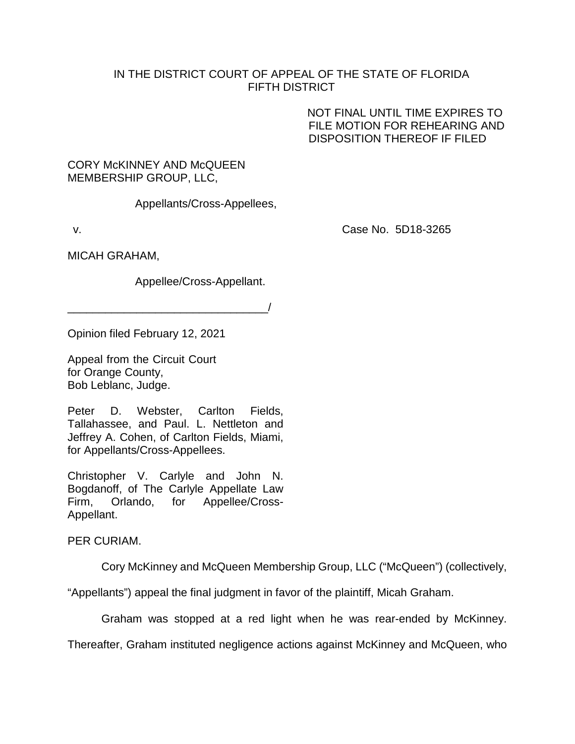IN THE DISTRICT COURT OF APPEAL OF THE STATE OF FLORIDA
FIFTH DISTRICT

NOT FINAL UNTIL TIME EXPIRES TO FILE MOTION FOR REHEARING AND DISPOSITION THEREOF IF FILED

CORY McKINNEY AND McQUEEN MEMBERSHIP GROUP, LLC,

Appellants/Cross-Appellees,

v. Case No. 5D18-3265

MICAH GRAHAM,

Appellee/Cross-Appellant.

________________________________/

Opinion filed February 12, 2021

Appeal from the Circuit Court for Orange County, Bob Leblanc, Judge.

Peter D. Webster, Carlton Fields, Tallahassee, and Paul. L. Nettleton and Jeffrey A. Cohen, of Carlton Fields, Miami, for Appellants/Cross-Appellees.

Christopher V. Carlyle and John N. Bogdanoff, of The Carlyle Appellate Law Firm, Orlando, for Appellee/Cross-Appellant.

PER CURIAM.

Cory McKinney and McQueen Membership Group, LLC ("McQueen") (collectively, "Appellants") appeal the final judgment in favor of the plaintiff, Micah Graham.

Graham was stopped at a red light when he was rear-ended by McKinney. Thereafter, Graham instituted negligence actions against McKinney and McQueen, who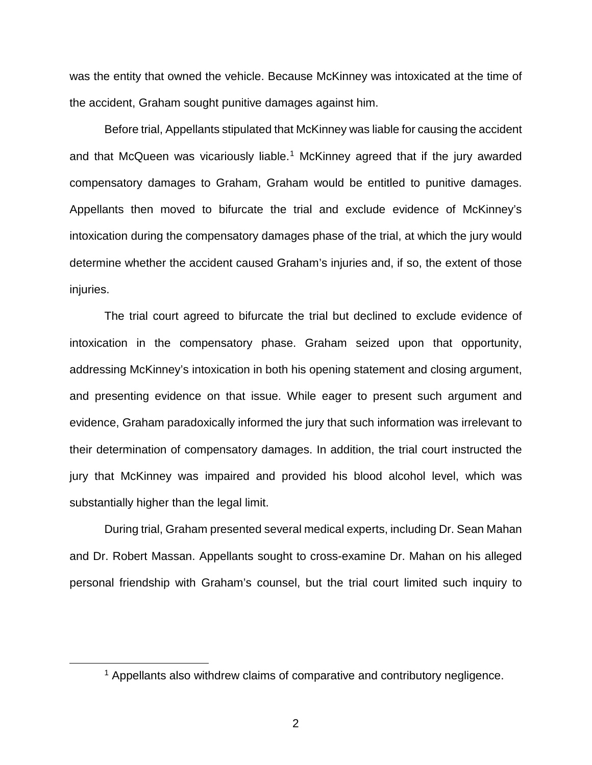was the entity that owned the vehicle. Because McKinney was intoxicated at the time of the accident, Graham sought punitive damages against him.

Before trial, Appellants stipulated that McKinney was liable for causing the accident and that McQueen was vicariously liable.[1] McKinney agreed that if the jury awarded compensatory damages to Graham, Graham would be entitled to punitive damages. Appellants then moved to bifurcate the trial and exclude evidence of McKinney's intoxication during the compensatory damages phase of the trial, at which the jury would determine whether the accident caused Graham's injuries and, if so, the extent of those injuries.

The trial court agreed to bifurcate the trial but declined to exclude evidence of intoxication in the compensatory phase. Graham seized upon that opportunity, addressing McKinney's intoxication in both his opening statement and closing argument, and presenting evidence on that issue. While eager to present such argument and evidence, Graham paradoxically informed the jury that such information was irrelevant to their determination of compensatory damages. In addition, the trial court instructed the jury that McKinney was impaired and provided his blood alcohol level, which was substantially higher than the legal limit.

During trial, Graham presented several medical experts, including Dr. Sean Mahan and Dr. Robert Massan. Appellants sought to cross-examine Dr. Mahan on his alleged personal friendship with Graham's counsel, but the trial court limited such inquiry to

[1] Appellants also withdrew claims of comparative and contributory negligence.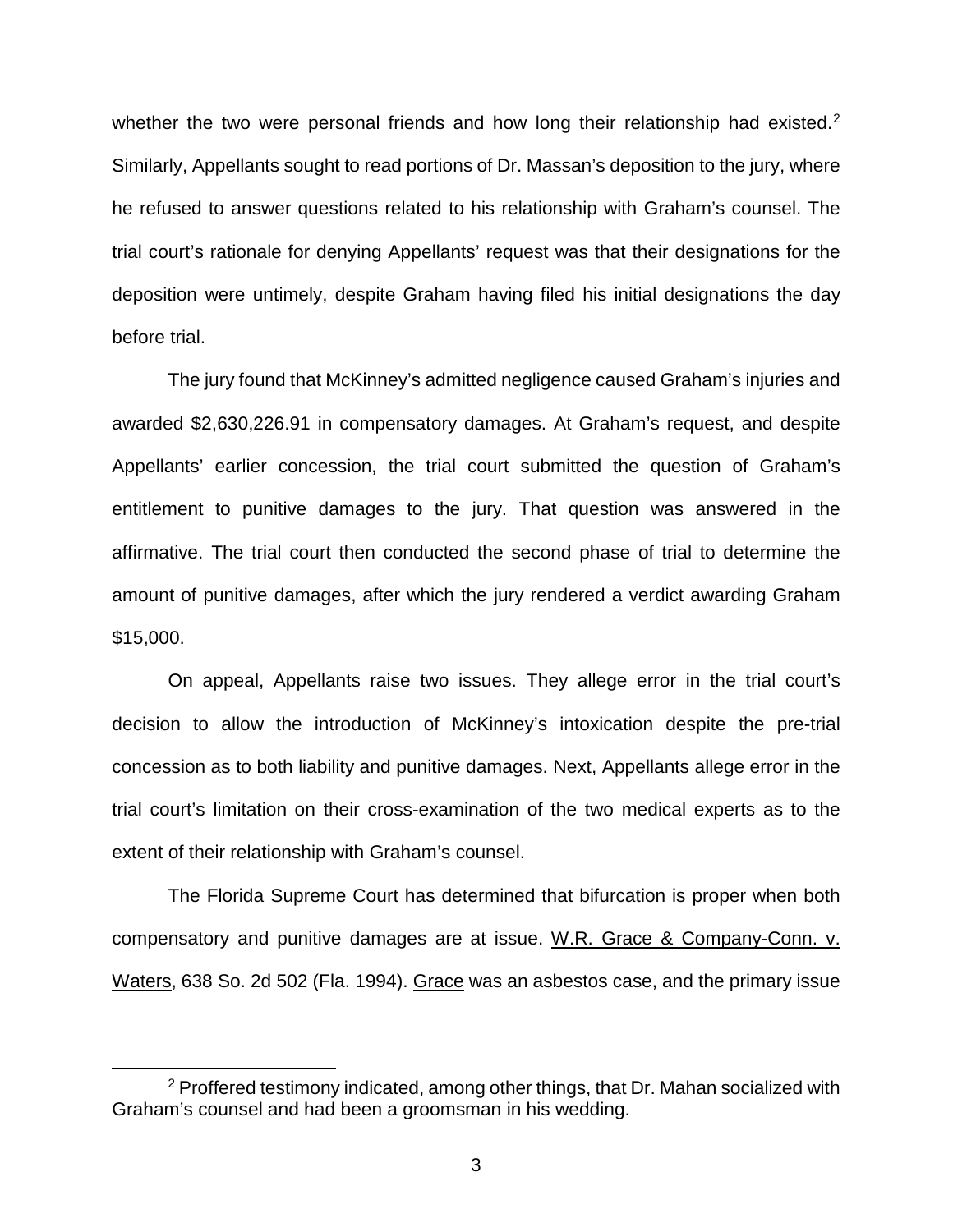whether the two were personal friends and how long their relationship had existed.[2] Similarly, Appellants sought to read portions of Dr. Massan's deposition to the jury, where he refused to answer questions related to his relationship with Graham's counsel. The trial court's rationale for denying Appellants' request was that their designations for the deposition were untimely, despite Graham having filed his initial designations the day before trial.

The jury found that McKinney's admitted negligence caused Graham's injuries and awarded $2,630,226.91 in compensatory damages. At Graham's request, and despite Appellants' earlier concession, the trial court submitted the question of Graham's entitlement to punitive damages to the jury. That question was answered in the affirmative. The trial court then conducted the second phase of trial to determine the amount of punitive damages, after which the jury rendered a verdict awarding Graham $15,000.

On appeal, Appellants raise two issues. They allege error in the trial court's decision to allow the introduction of McKinney's intoxication despite the pre-trial concession as to both liability and punitive damages. Next, Appellants allege error in the trial court's limitation on their cross-examination of the two medical experts as to the extent of their relationship with Graham's counsel.

The Florida Supreme Court has determined that bifurcation is proper when both compensatory and punitive damages are at issue. W.R. Grace & Company-Conn. v. Waters, 638 So. 2d 502 (Fla. 1994). Grace was an asbestos case, and the primary issue

[2] Proffered testimony indicated, among other things, that Dr. Mahan socialized with Graham's counsel and had been a groomsman in his wedding.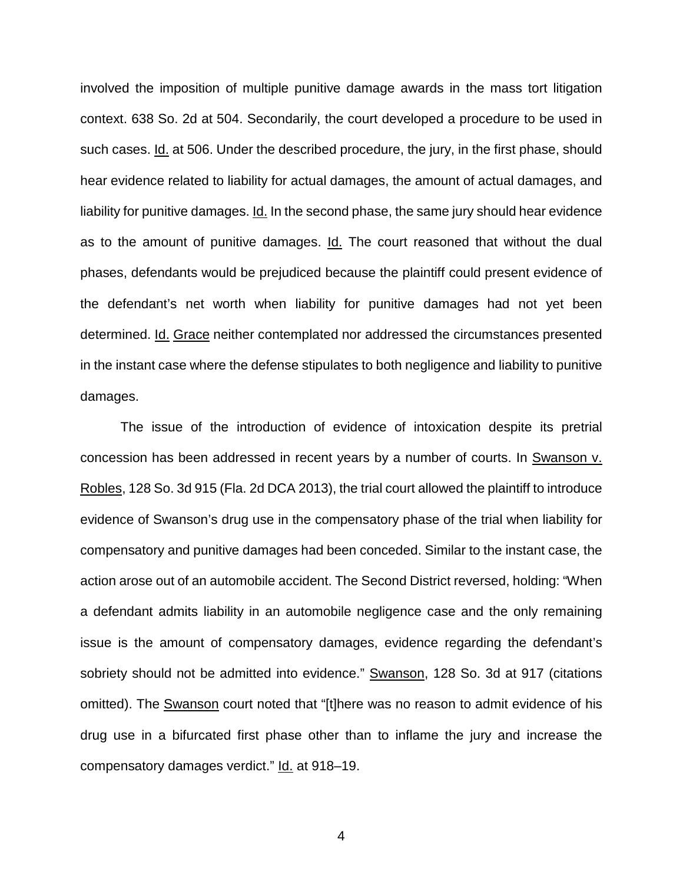involved the imposition of multiple punitive damage awards in the mass tort litigation context. 638 So. 2d at 504. Secondarily, the court developed a procedure to be used in such cases. Id. at 506. Under the described procedure, the jury, in the first phase, should hear evidence related to liability for actual damages, the amount of actual damages, and liability for punitive damages. Id. In the second phase, the same jury should hear evidence as to the amount of punitive damages. Id. The court reasoned that without the dual phases, defendants would be prejudiced because the plaintiff could present evidence of the defendant's net worth when liability for punitive damages had not yet been determined. Id. Grace neither contemplated nor addressed the circumstances presented in the instant case where the defense stipulates to both negligence and liability to punitive damages.

The issue of the introduction of evidence of intoxication despite its pretrial concession has been addressed in recent years by a number of courts. In Swanson v. Robles, 128 So. 3d 915 (Fla. 2d DCA 2013), the trial court allowed the plaintiff to introduce evidence of Swanson's drug use in the compensatory phase of the trial when liability for compensatory and punitive damages had been conceded. Similar to the instant case, the action arose out of an automobile accident. The Second District reversed, holding: "When a defendant admits liability in an automobile negligence case and the only remaining issue is the amount of compensatory damages, evidence regarding the defendant's sobriety should not be admitted into evidence." Swanson, 128 So. 3d at 917 (citations omitted). The Swanson court noted that "[t]here was no reason to admit evidence of his drug use in a bifurcated first phase other than to inflame the jury and increase the compensatory damages verdict." Id. at 918–19.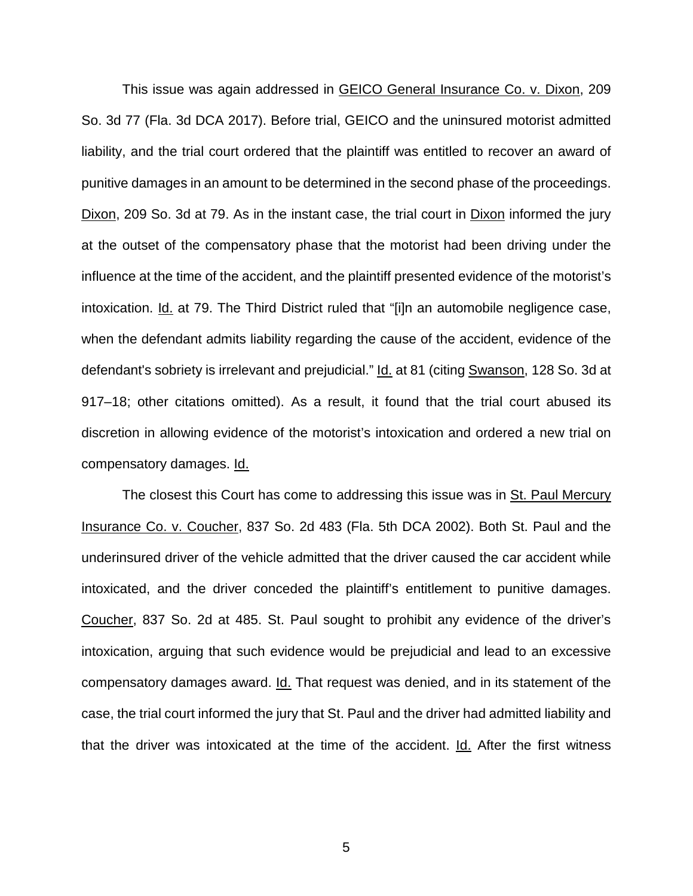This issue was again addressed in GEICO General Insurance Co. v. Dixon, 209 So. 3d 77 (Fla. 3d DCA 2017). Before trial, GEICO and the uninsured motorist admitted liability, and the trial court ordered that the plaintiff was entitled to recover an award of punitive damages in an amount to be determined in the second phase of the proceedings. Dixon, 209 So. 3d at 79. As in the instant case, the trial court in Dixon informed the jury at the outset of the compensatory phase that the motorist had been driving under the influence at the time of the accident, and the plaintiff presented evidence of the motorist's intoxication. Id. at 79. The Third District ruled that "[i]n an automobile negligence case, when the defendant admits liability regarding the cause of the accident, evidence of the defendant's sobriety is irrelevant and prejudicial." Id. at 81 (citing Swanson, 128 So. 3d at 917–18; other citations omitted). As a result, it found that the trial court abused its discretion in allowing evidence of the motorist's intoxication and ordered a new trial on compensatory damages. Id.

The closest this Court has come to addressing this issue was in St. Paul Mercury Insurance Co. v. Coucher, 837 So. 2d 483 (Fla. 5th DCA 2002). Both St. Paul and the underinsured driver of the vehicle admitted that the driver caused the car accident while intoxicated, and the driver conceded the plaintiff's entitlement to punitive damages. Coucher, 837 So. 2d at 485. St. Paul sought to prohibit any evidence of the driver's intoxication, arguing that such evidence would be prejudicial and lead to an excessive compensatory damages award. Id. That request was denied, and in its statement of the case, the trial court informed the jury that St. Paul and the driver had admitted liability and that the driver was intoxicated at the time of the accident. Id. After the first witness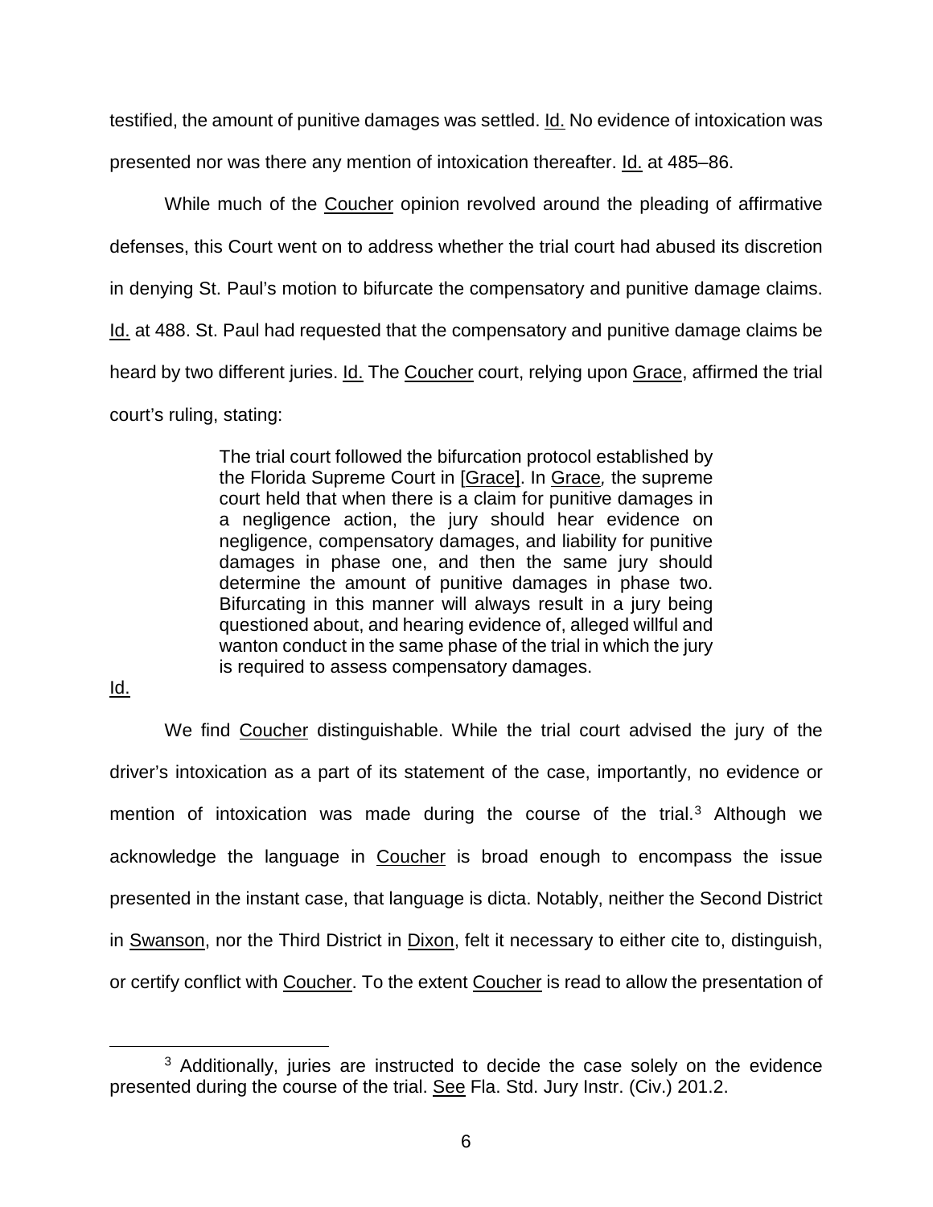testified, the amount of punitive damages was settled. Id. No evidence of intoxication was presented nor was there any mention of intoxication thereafter. Id. at 485–86.

While much of the Coucher opinion revolved around the pleading of affirmative defenses, this Court went on to address whether the trial court had abused its discretion in denying St. Paul's motion to bifurcate the compensatory and punitive damage claims. Id. at 488. St. Paul had requested that the compensatory and punitive damage claims be heard by two different juries. Id. The Coucher court, relying upon Grace, affirmed the trial court's ruling, stating:

> The trial court followed the bifurcation protocol established by the Florida Supreme Court in [Grace]. In *Grace*, the supreme court held that when there is a claim for punitive damages in a negligence action, the jury should hear evidence on negligence, compensatory damages, and liability for punitive damages in phase one, and then the same jury should determine the amount of punitive damages in phase two. Bifurcating in this manner will always result in a jury being questioned about, and hearing evidence of, alleged willful and wanton conduct in the same phase of the trial in which the jury is required to assess compensatory damages.

Id.

We find Coucher distinguishable. While the trial court advised the jury of the driver's intoxication as a part of its statement of the case, importantly, no evidence or mention of intoxication was made during the course of the trial.[3] Although we acknowledge the language in Coucher is broad enough to encompass the issue presented in the instant case, that language is dicta. Notably, neither the Second District in Swanson, nor the Third District in Dixon, felt it necessary to either cite to, distinguish, or certify conflict with Coucher. To the extent Coucher is read to allow the presentation of

[3] Additionally, juries are instructed to decide the case solely on the evidence presented during the course of the trial. See Fla. Std. Jury Instr. (Civ.) 201.2.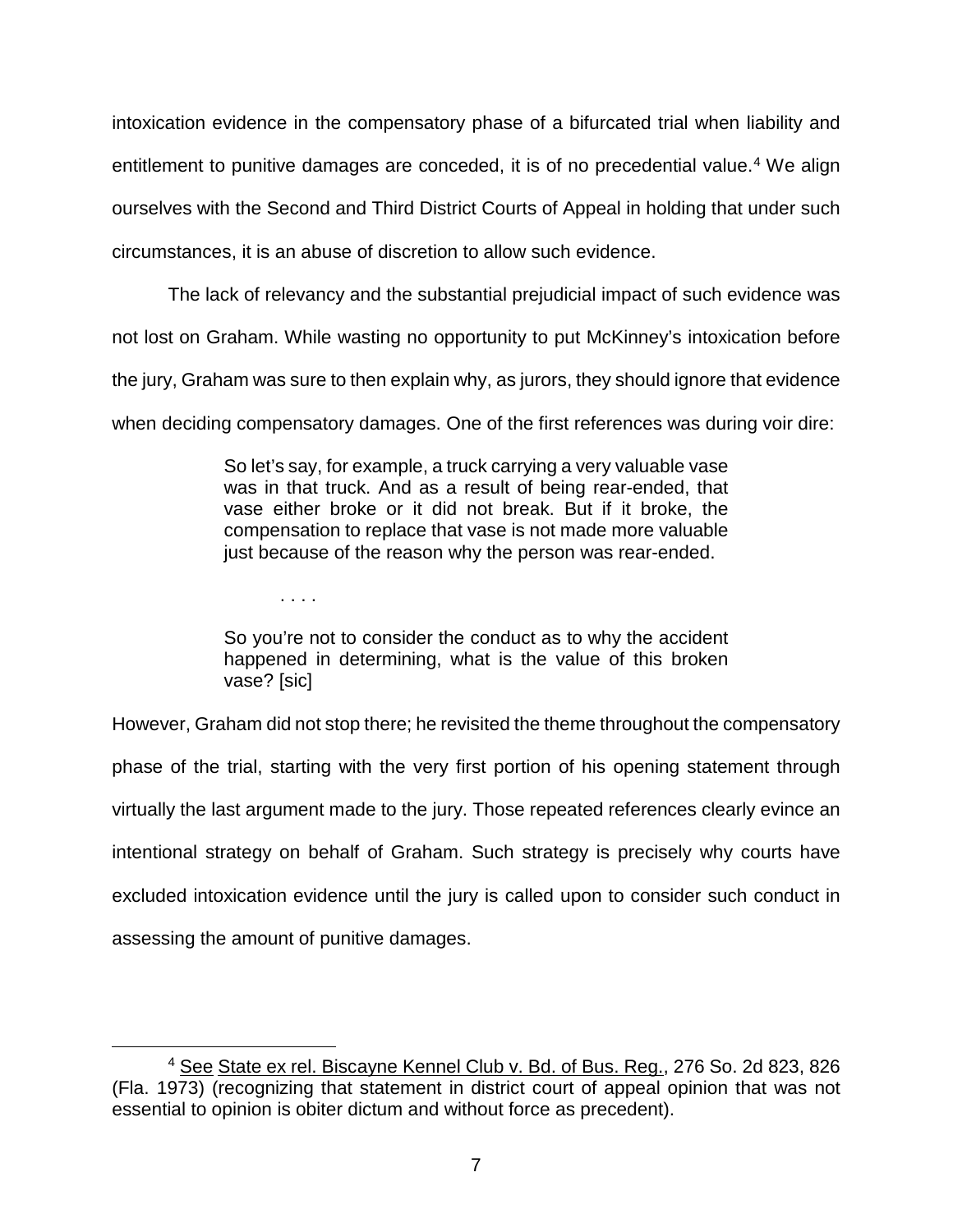intoxication evidence in the compensatory phase of a bifurcated trial when liability and entitlement to punitive damages are conceded, it is of no precedential value.[4] We align ourselves with the Second and Third District Courts of Appeal in holding that under such circumstances, it is an abuse of discretion to allow such evidence.

The lack of relevancy and the substantial prejudicial impact of such evidence was not lost on Graham. While wasting no opportunity to put McKinney's intoxication before the jury, Graham was sure to then explain why, as jurors, they should ignore that evidence when deciding compensatory damages. One of the first references was during voir dire:

> So let's say, for example, a truck carrying a very valuable vase was in that truck. And as a result of being rear-ended, that vase either broke or it did not break. But if it broke, the compensation to replace that vase is not made more valuable just because of the reason why the person was rear-ended.
>
> . . . .
>
> So you're not to consider the conduct as to why the accident happened in determining, what is the value of this broken vase? [sic]

However, Graham did not stop there; he revisited the theme throughout the compensatory phase of the trial, starting with the very first portion of his opening statement through virtually the last argument made to the jury. Those repeated references clearly evince an intentional strategy on behalf of Graham. Such strategy is precisely why courts have excluded intoxication evidence until the jury is called upon to consider such conduct in assessing the amount of punitive damages.

---

[4] See State ex rel. Biscayne Kennel Club v. Bd. of Bus. Reg., 276 So. 2d 823, 826 (Fla. 1973) (recognizing that statement in district court of appeal opinion that was not essential to opinion is obiter dictum and without force as precedent).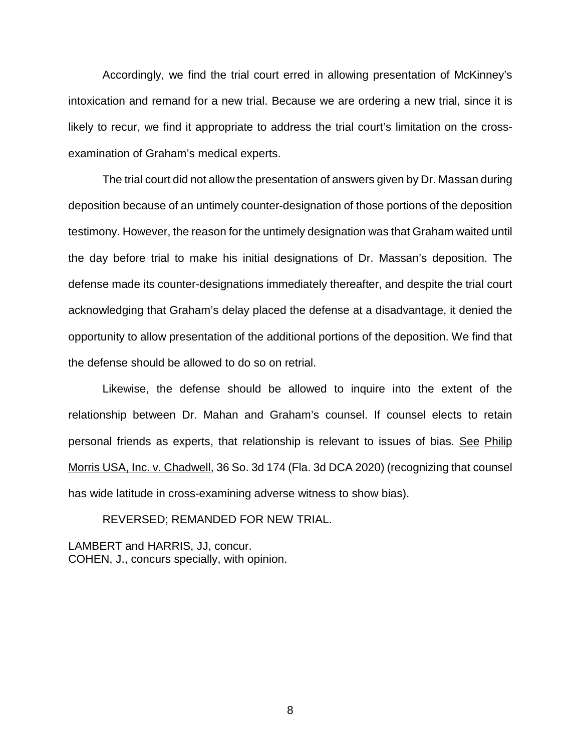Accordingly, we find the trial court erred in allowing presentation of McKinney's intoxication and remand for a new trial. Because we are ordering a new trial, since it is likely to recur, we find it appropriate to address the trial court's limitation on the cross-examination of Graham's medical experts.

The trial court did not allow the presentation of answers given by Dr. Massan during deposition because of an untimely counter-designation of those portions of the deposition testimony. However, the reason for the untimely designation was that Graham waited until the day before trial to make his initial designations of Dr. Massan's deposition. The defense made its counter-designations immediately thereafter, and despite the trial court acknowledging that Graham's delay placed the defense at a disadvantage, it denied the opportunity to allow presentation of the additional portions of the deposition. We find that the defense should be allowed to do so on retrial.

Likewise, the defense should be allowed to inquire into the extent of the relationship between Dr. Mahan and Graham's counsel. If counsel elects to retain personal friends as experts, that relationship is relevant to issues of bias. See Philip Morris USA, Inc. v. Chadwell, 36 So. 3d 174 (Fla. 3d DCA 2020) (recognizing that counsel has wide latitude in cross-examining adverse witness to show bias).

REVERSED; REMANDED FOR NEW TRIAL.

LAMBERT and HARRIS, JJ, concur.
COHEN, J., concurs specially, with opinion.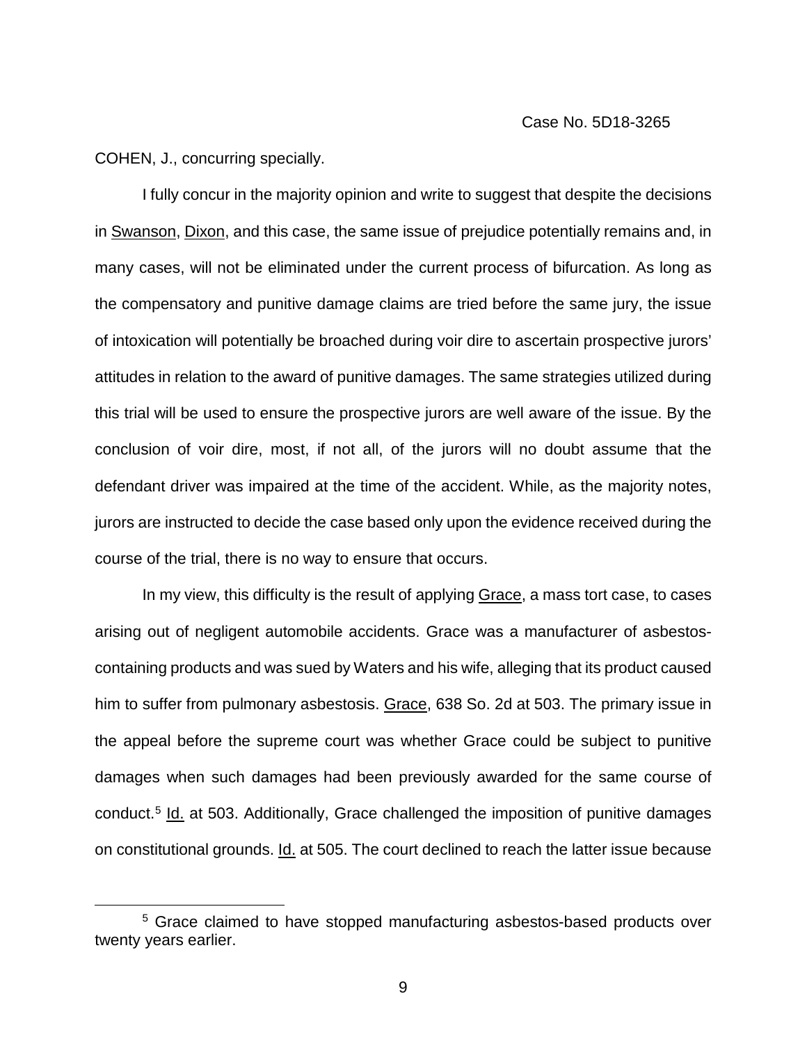COHEN, J., concurring specially.

I fully concur in the majority opinion and write to suggest that despite the decisions in Swanson, Dixon, and this case, the same issue of prejudice potentially remains and, in many cases, will not be eliminated under the current process of bifurcation. As long as the compensatory and punitive damage claims are tried before the same jury, the issue of intoxication will potentially be broached during voir dire to ascertain prospective jurors' attitudes in relation to the award of punitive damages. The same strategies utilized during this trial will be used to ensure the prospective jurors are well aware of the issue. By the conclusion of voir dire, most, if not all, of the jurors will no doubt assume that the defendant driver was impaired at the time of the accident. While, as the majority notes, jurors are instructed to decide the case based only upon the evidence received during the course of the trial, there is no way to ensure that occurs.

In my view, this difficulty is the result of applying Grace, a mass tort case, to cases arising out of negligent automobile accidents. Grace was a manufacturer of asbestos-containing products and was sued by Waters and his wife, alleging that its product caused him to suffer from pulmonary asbestosis. Grace, 638 So. 2d at 503. The primary issue in the appeal before the supreme court was whether Grace could be subject to punitive damages when such damages had been previously awarded for the same course of conduct.[5] Id. at 503. Additionally, Grace challenged the imposition of punitive damages on constitutional grounds. Id. at 505. The court declined to reach the latter issue because

[5] Grace claimed to have stopped manufacturing asbestos-based products over twenty years earlier.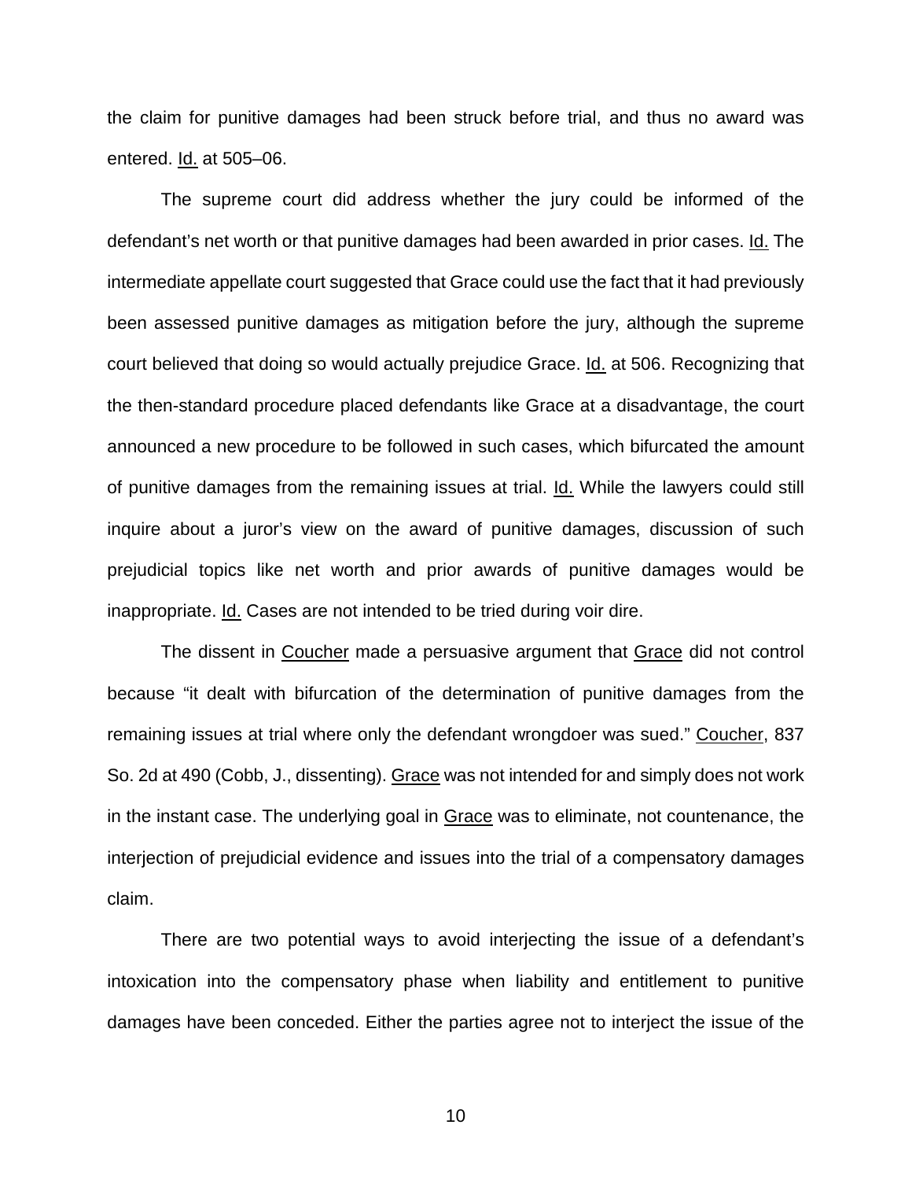the claim for punitive damages had been struck before trial, and thus no award was entered. Id. at 505–06.

The supreme court did address whether the jury could be informed of the defendant's net worth or that punitive damages had been awarded in prior cases. Id. The intermediate appellate court suggested that Grace could use the fact that it had previously been assessed punitive damages as mitigation before the jury, although the supreme court believed that doing so would actually prejudice Grace. Id. at 506. Recognizing that the then-standard procedure placed defendants like Grace at a disadvantage, the court announced a new procedure to be followed in such cases, which bifurcated the amount of punitive damages from the remaining issues at trial. Id. While the lawyers could still inquire about a juror's view on the award of punitive damages, discussion of such prejudicial topics like net worth and prior awards of punitive damages would be inappropriate. Id. Cases are not intended to be tried during voir dire.

The dissent in Coucher made a persuasive argument that Grace did not control because "it dealt with bifurcation of the determination of punitive damages from the remaining issues at trial where only the defendant wrongdoer was sued." Coucher, 837 So. 2d at 490 (Cobb, J., dissenting). Grace was not intended for and simply does not work in the instant case. The underlying goal in Grace was to eliminate, not countenance, the interjection of prejudicial evidence and issues into the trial of a compensatory damages claim.

There are two potential ways to avoid interjecting the issue of a defendant's intoxication into the compensatory phase when liability and entitlement to punitive damages have been conceded. Either the parties agree not to interject the issue of the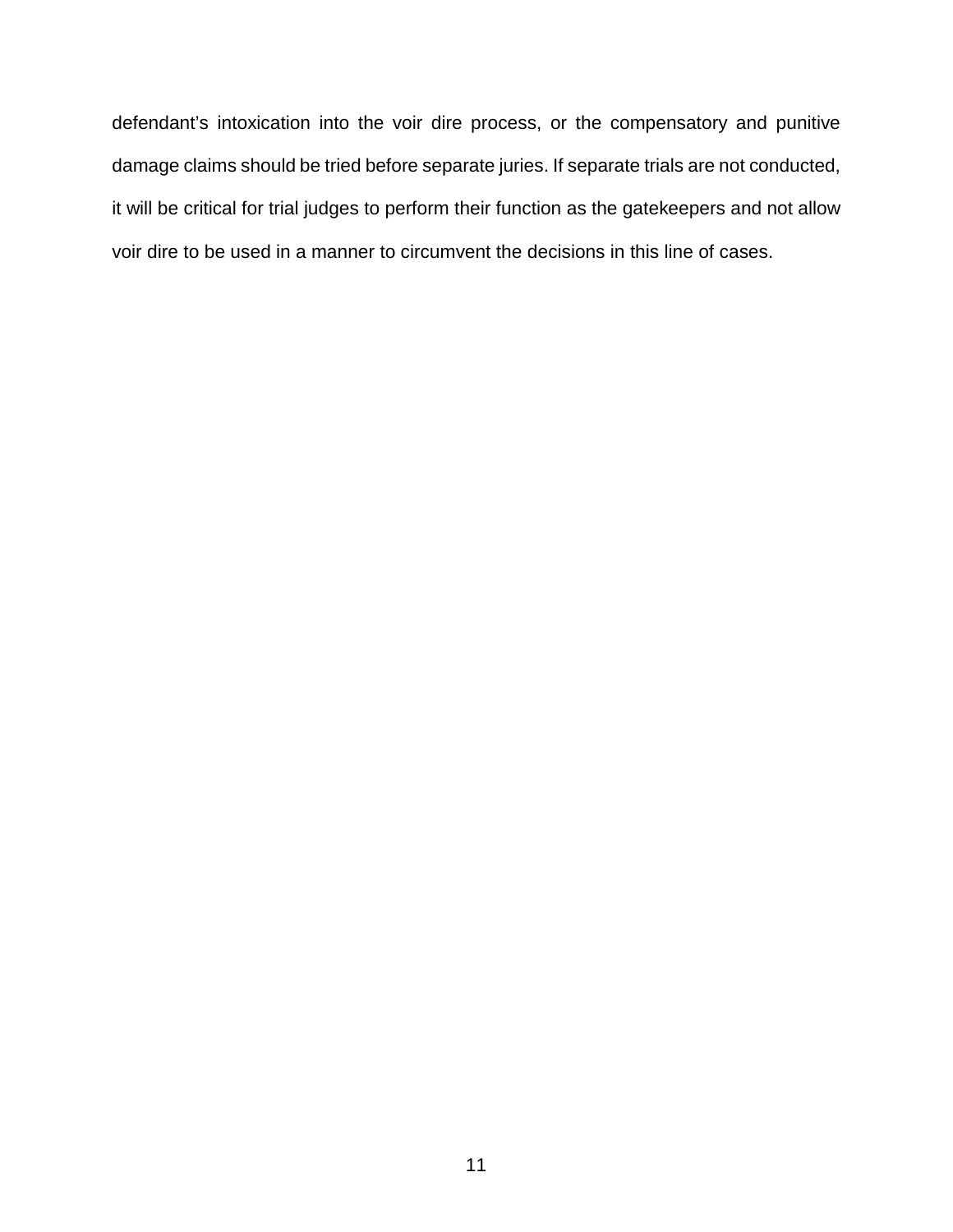defendant's intoxication into the voir dire process, or the compensatory and punitive damage claims should be tried before separate juries. If separate trials are not conducted, it will be critical for trial judges to perform their function as the gatekeepers and not allow voir dire to be used in a manner to circumvent the decisions in this line of cases.